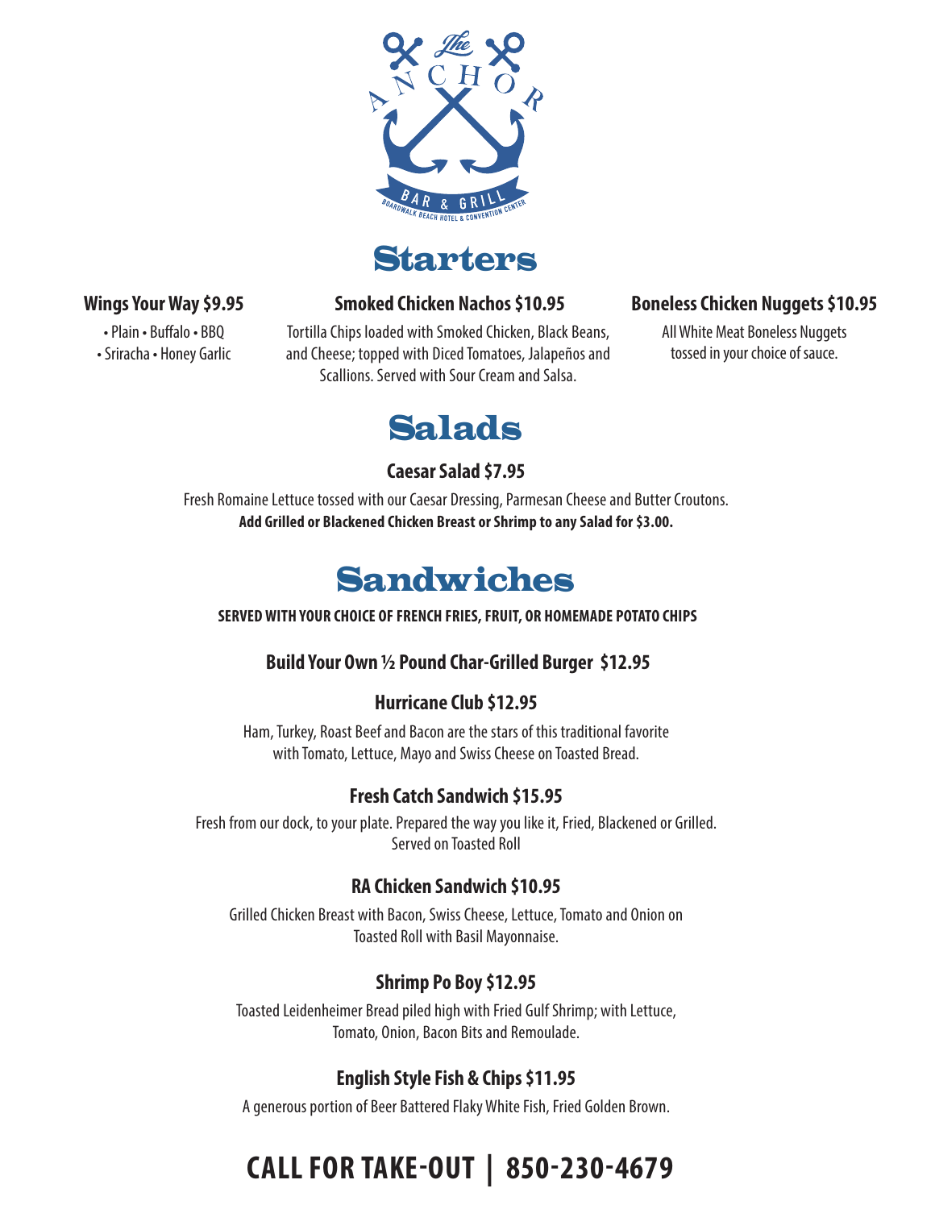The Anchor
BAR & GRILL
BOARDWALK BEACH HOTEL & CONVENTION CENTER

# Starters

### Wings Your Way $9.95

• Plain • Buffalo • BBQ
• Sriracha • Honey Garlic

### Smoked Chicken Nachos $10.95

Tortilla Chips loaded with Smoked Chicken, Black Beans, and Cheese; topped with Diced Tomatoes, Jalapeños and Scallions. Served with Sour Cream and Salsa.

### Boneless Chicken Nuggets $10.95

All White Meat Boneless Nuggets tossed in your choice of sauce.

# Salads

### Caesar Salad $7.95

Fresh Romaine Lettuce tossed with our Caesar Dressing, Parmesan Cheese and Butter Croutons.
**Add Grilled or Blackened Chicken Breast or Shrimp to any Salad for $3.00.**

# Sandwiches

**SERVED WITH YOUR CHOICE OF FRENCH FRIES, FRUIT, OR HOMEMADE POTATO CHIPS**

### Build Your Own ½ Pound Char-Grilled Burger $12.95

### Hurricane Club $12.95

Ham, Turkey, Roast Beef and Bacon are the stars of this traditional favorite with Tomato, Lettuce, Mayo and Swiss Cheese on Toasted Bread.

### Fresh Catch Sandwich $15.95

Fresh from our dock, to your plate. Prepared the way you like it, Fried, Blackened or Grilled. Served on Toasted Roll

### RA Chicken Sandwich $10.95

Grilled Chicken Breast with Bacon, Swiss Cheese, Lettuce, Tomato and Onion on Toasted Roll with Basil Mayonnaise.

### Shrimp Po Boy $12.95

Toasted Leidenheimer Bread piled high with Fried Gulf Shrimp; with Lettuce, Tomato, Onion, Bacon Bits and Remoulade.

### English Style Fish & Chips $11.95

A generous portion of Beer Battered Flaky White Fish, Fried Golden Brown.

## CALL FOR TAKE-OUT | 850-230-4679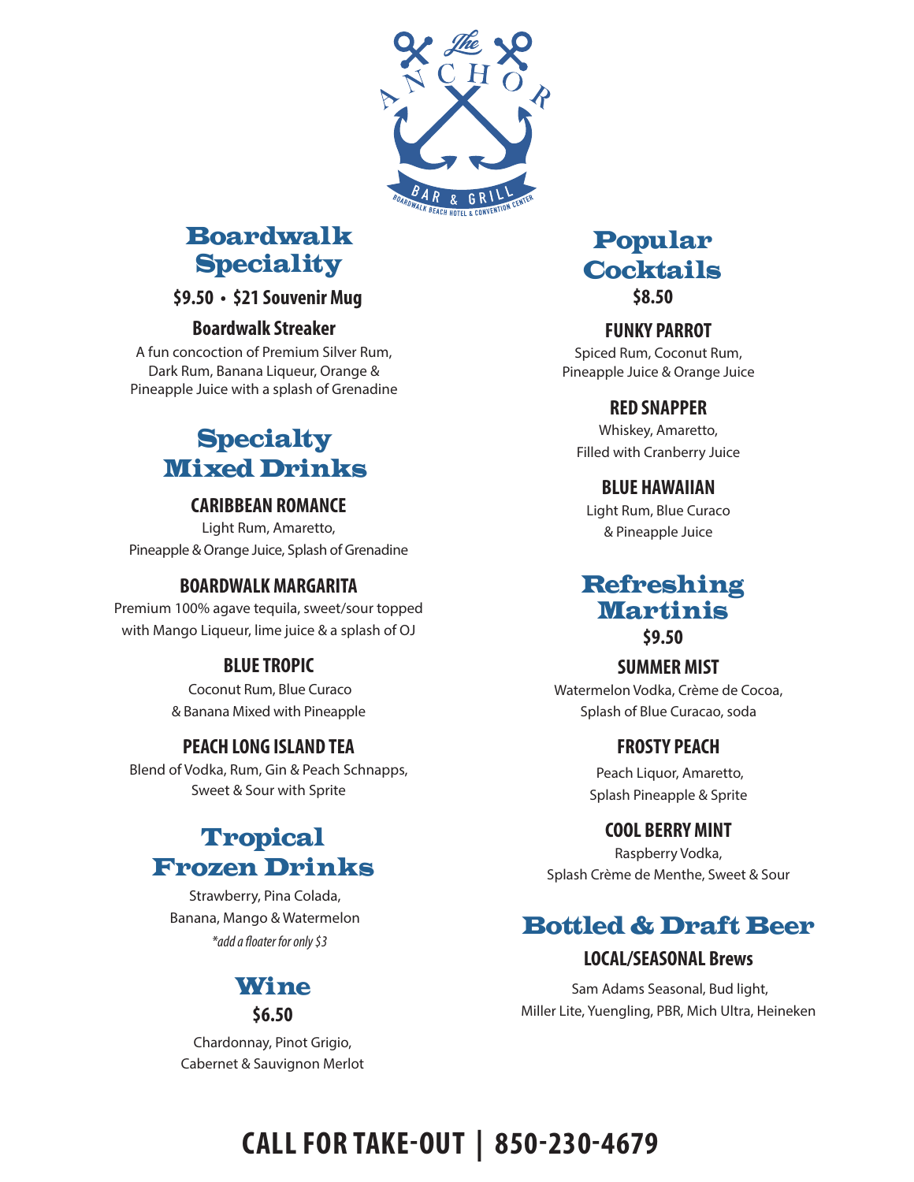The Anchor

BAR & GRILL

BOARDWALK BEACH HOTEL & CONVENTION CENTER

## Boardwalk Speciality

**$9.50 • $21 Souvenir Mug**

### Boardwalk Streaker

A fun concoction of Premium Silver Rum, Dark Rum, Banana Liqueur, Orange & Pineapple Juice with a splash of Grenadine

## Specialty Mixed Drinks

### CARIBBEAN ROMANCE

Light Rum, Amaretto, Pineapple & Orange Juice, Splash of Grenadine

### BOARDWALK MARGARITA

Premium 100% agave tequila, sweet/sour topped with Mango Liqueur, lime juice & a splash of OJ

### BLUE TROPIC

Coconut Rum, Blue Curaco & Banana Mixed with Pineapple

### PEACH LONG ISLAND TEA

Blend of Vodka, Rum, Gin & Peach Schnapps, Sweet & Sour with Sprite

## Tropical Frozen Drinks

Strawberry, Pina Colada, Banana, Mango & Watermelon

*\*add a floater for only $3*

## Wine

**$6.50**

Chardonnay, Pinot Grigio, Cabernet & Sauvignon Merlot

## Popular Cocktails

**$8.50**

### FUNKY PARROT

Spiced Rum, Coconut Rum, Pineapple Juice & Orange Juice

### RED SNAPPER

Whiskey, Amaretto, Filled with Cranberry Juice

### BLUE HAWAIIAN

Light Rum, Blue Curaco & Pineapple Juice

## Refreshing Martinis

**$9.50**

### SUMMER MIST

Watermelon Vodka, Crème de Cocoa, Splash of Blue Curacao, soda

### FROSTY PEACH

Peach Liquor, Amaretto, Splash Pineapple & Sprite

### COOL BERRY MINT

Raspberry Vodka, Splash Crème de Menthe, Sweet & Sour

## Bottled & Draft Beer

### LOCAL/SEASONAL Brews

Sam Adams Seasonal, Bud light, Miller Lite, Yuengling, PBR, Mich Ultra, Heineken

**CALL FOR TAKE-OUT | 850-230-4679**